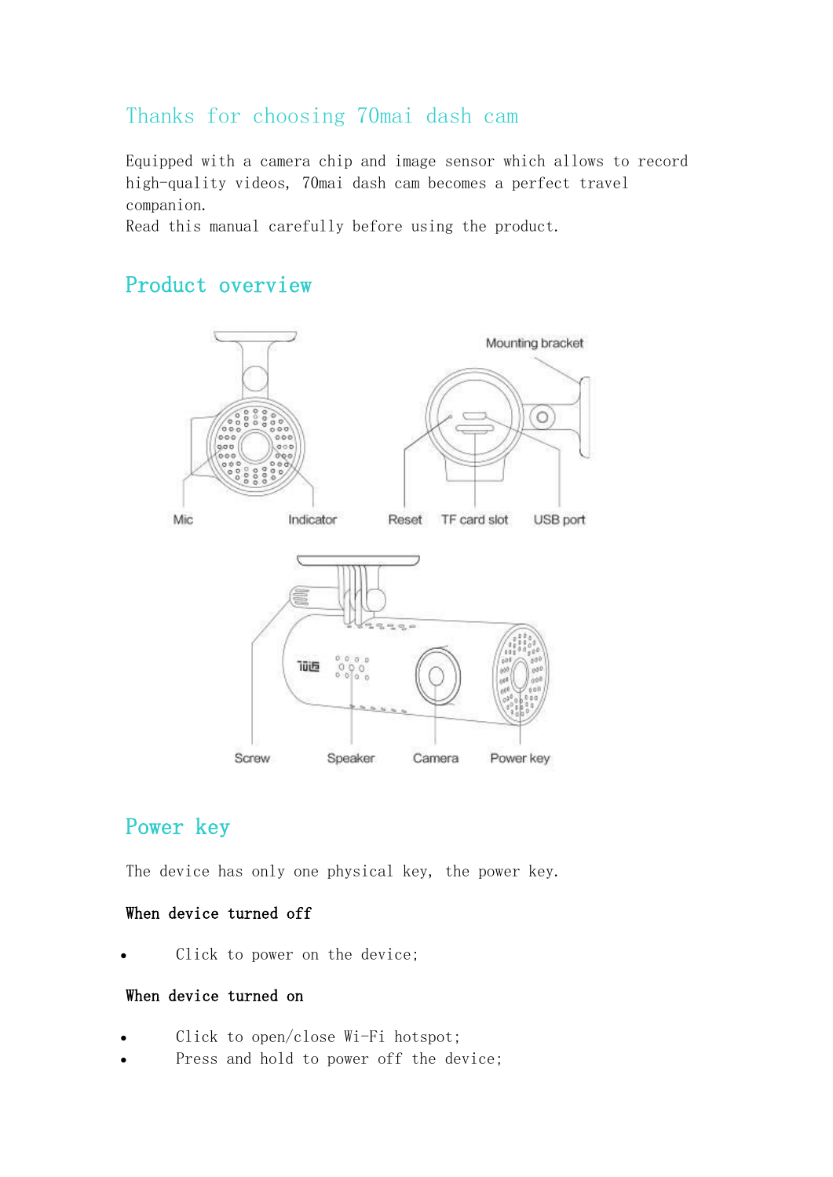# Thanks for choosing 70mai dash cam

Equipped with a camera chip and image sensor which allows to record high-quality videos, 70mai dash cam becomes a perfect travel companion.
Read this manual carefully before using the product.

## Product overview

Mounting bracket

Mic Indicator Reset TF card slot USB port

Screw Speaker Camera Power key

## Power key

The device has only one physical key, the power key.

**When device turned off**

- Click to power on the device;

**When device turned on**

- Click to open/close Wi-Fi hotspot;
- Press and hold to power off the device;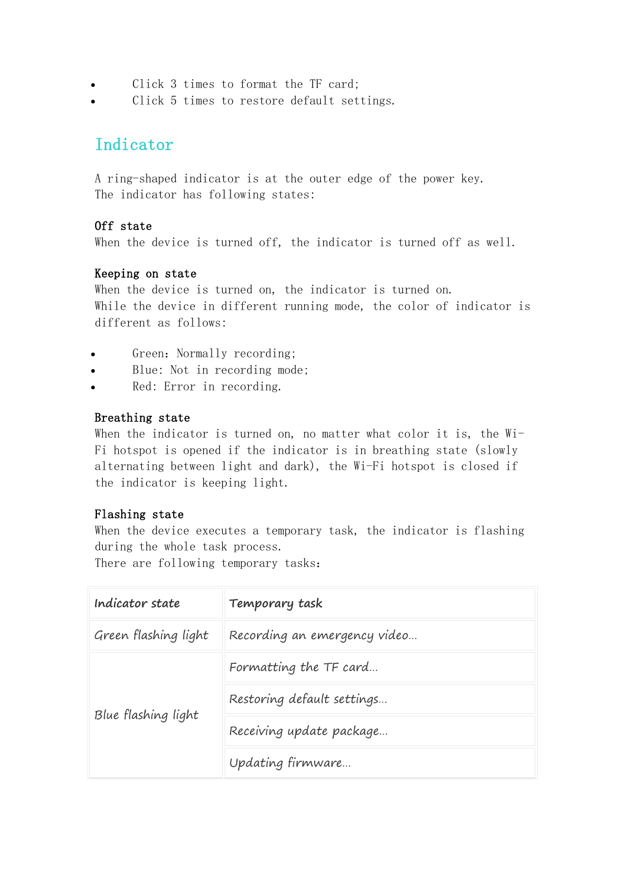- Click 3 times to format the TF card;
- Click 5 times to restore default settings.

## Indicator

A ring-shaped indicator is at the outer edge of the power key.
The indicator has following states:

**Off state**
When the device is turned off, the indicator is turned off as well.

**Keeping on state**
When the device is turned on, the indicator is turned on.
While the device in different running mode, the color of indicator is different as follows:

- Green: Normally recording;
- Blue: Not in recording mode;
- Red: Error in recording.

**Breathing state**
When the indicator is turned on, no matter what color it is, the Wi-Fi hotspot is opened if the indicator is in breathing state (slowly alternating between light and dark), the Wi-Fi hotspot is closed if the indicator is keeping light.

**Flashing state**
When the device executes a temporary task, the indicator is flashing during the whole task process.
There are following temporary tasks:

| *Indicator state* | *Temporary task* |
| --- | --- |
| *Green flashing light* | *Recording an emergency video...* |
| *Blue flashing light* | *Formatting the TF card...* |
| | *Restoring default settings...* |
| | *Receiving update package...* |
| | *Updating firmware...* |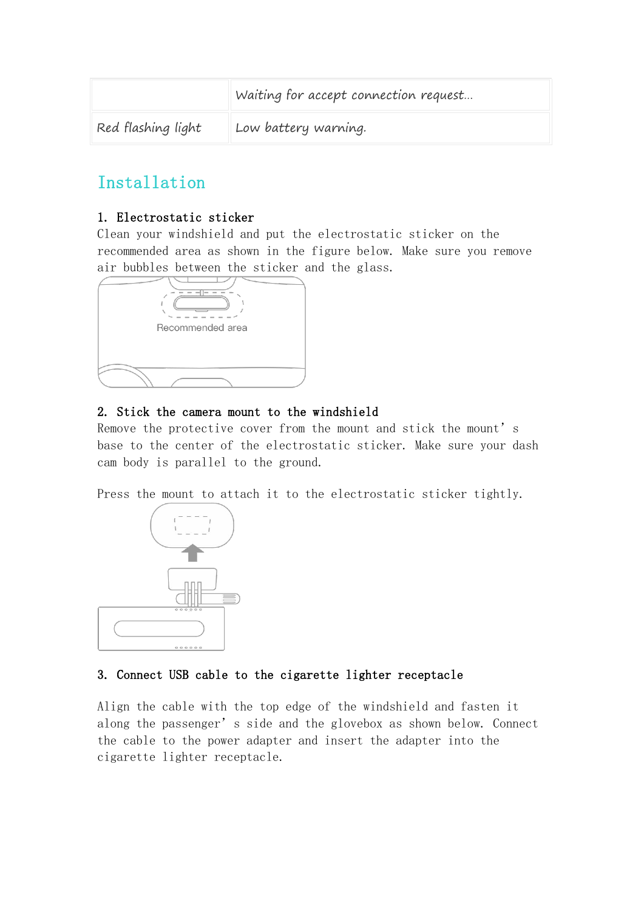| | Waiting for accept connection request… |
|---|---|
| Red flashing light | Low battery warning. |

## Installation

**1. Electrostatic sticker**

Clean your windshield and put the electrostatic sticker on the recommended area as shown in the figure below. Make sure you remove air bubbles between the sticker and the glass.

Recommended area

**2. Stick the camera mount to the windshield**

Remove the protective cover from the mount and stick the mount's base to the center of the electrostatic sticker. Make sure your dash cam body is parallel to the ground.

Press the mount to attach it to the electrostatic sticker tightly.

**3. Connect USB cable to the cigarette lighter receptacle**

Align the cable with the top edge of the windshield and fasten it along the passenger's side and the glovebox as shown below. Connect the cable to the power adapter and insert the adapter into the cigarette lighter receptacle.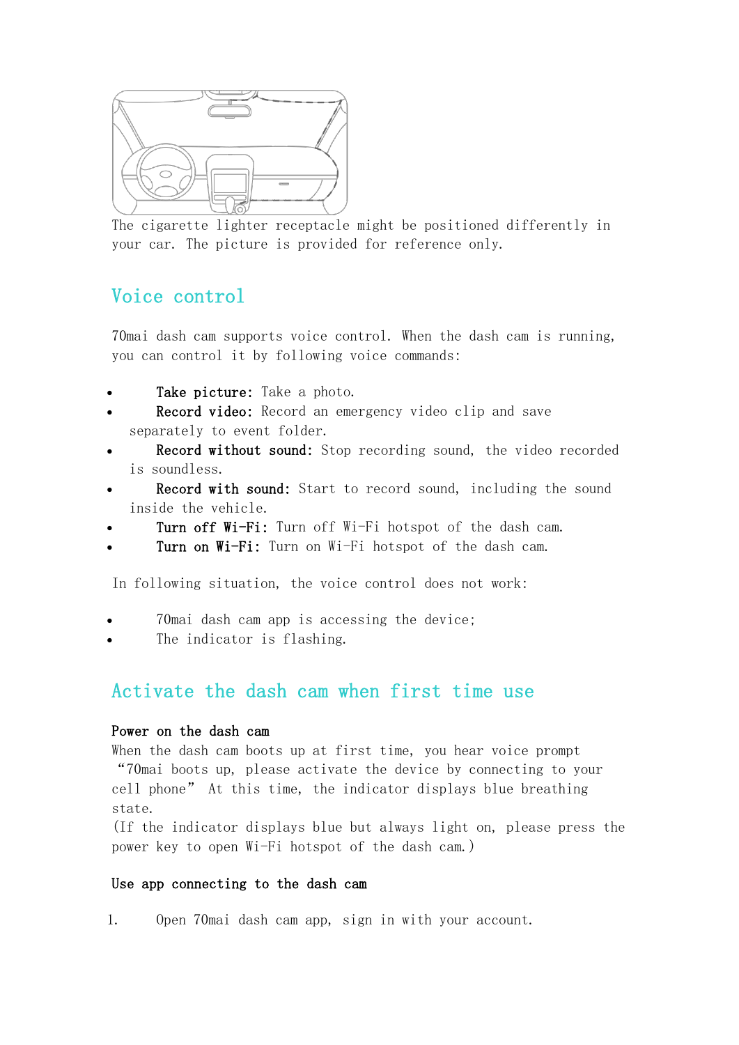The cigarette lighter receptacle might be positioned differently in your car. The picture is provided for reference only.

## Voice control

70mai dash cam supports voice control. When the dash cam is running, you can control it by following voice commands:

- **Take picture:** Take a photo.
- **Record video:** Record an emergency video clip and save separately to event folder.
- **Record without sound:** Stop recording sound, the video recorded is soundless.
- **Record with sound:** Start to record sound, including the sound inside the vehicle.
- **Turn off Wi-Fi:** Turn off Wi-Fi hotspot of the dash cam.
- **Turn on Wi-Fi:** Turn on Wi-Fi hotspot of the dash cam.

In following situation, the voice control does not work:

- 70mai dash cam app is accessing the device;
- The indicator is flashing.

## Activate the dash cam when first time use

**Power on the dash cam**

When the dash cam boots up at first time, you hear voice prompt "70mai boots up, please activate the device by connecting to your cell phone" At this time, the indicator displays blue breathing state.

(If the indicator displays blue but always light on, please press the power key to open Wi-Fi hotspot of the dash cam.)

**Use app connecting to the dash cam**

1. Open 70mai dash cam app, sign in with your account.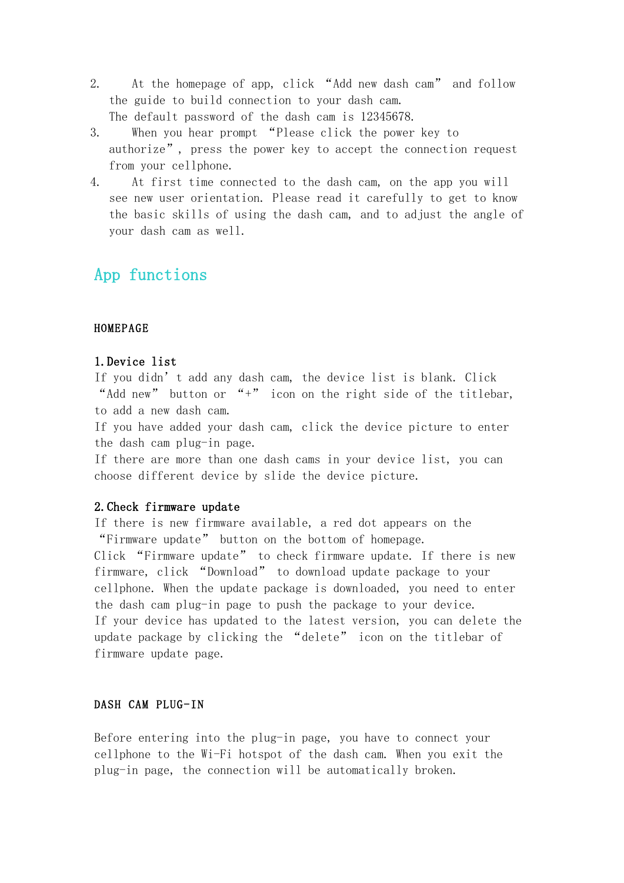2. At the homepage of app, click “Add new dash cam” and follow the guide to build connection to your dash cam.
   The default password of the dash cam is 12345678.
3. When you hear prompt “Please click the power key to authorize”, press the power key to accept the connection request from your cellphone.
4. At first time connected to the dash cam, on the app you will see new user orientation. Please read it carefully to get to know the basic skills of using the dash cam, and to adjust the angle of your dash cam as well.

## App functions

### HOMEPAGE

**1. Device list**

If you didn’t add any dash cam, the device list is blank. Click “Add new” button or “+” icon on the right side of the titlebar, to add a new dash cam.

If you have added your dash cam, click the device picture to enter the dash cam plug-in page.

If there are more than one dash cams in your device list, you can choose different device by slide the device picture.

**2. Check firmware update**

If there is new firmware available, a red dot appears on the “Firmware update” button on the bottom of homepage.

Click “Firmware update” to check firmware update. If there is new firmware, click “Download” to download update package to your cellphone. When the update package is downloaded, you need to enter the dash cam plug-in page to push the package to your device.

If your device has updated to the latest version, you can delete the update package by clicking the “delete” icon on the titlebar of firmware update page.

### DASH CAM PLUG-IN

Before entering into the plug-in page, you have to connect your cellphone to the Wi-Fi hotspot of the dash cam. When you exit the plug-in page, the connection will be automatically broken.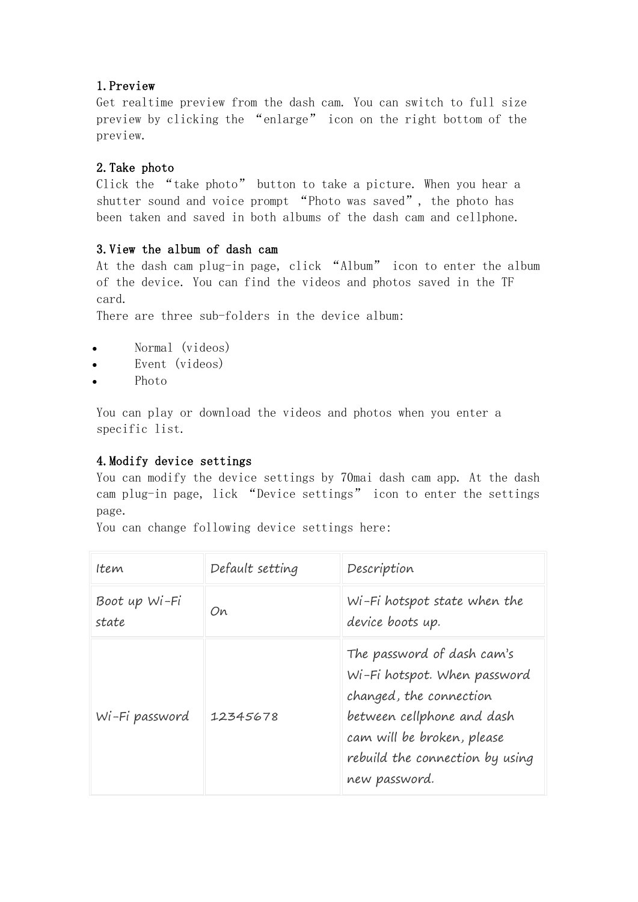**1.Preview**
Get realtime preview from the dash cam. You can switch to full size preview by clicking the "enlarge" icon on the right bottom of the preview.

**2.Take photo**
Click the "take photo" button to take a picture. When you hear a shutter sound and voice prompt "Photo was saved", the photo has been taken and saved in both albums of the dash cam and cellphone.

**3.View the album of dash cam**
At the dash cam plug-in page, click "Album" icon to enter the album of the device. You can find the videos and photos saved in the TF card.
There are three sub-folders in the device album:

- Normal (videos)
- Event (videos)
- Photo

You can play or download the videos and photos when you enter a specific list.

**4.Modify device settings**
You can modify the device settings by 70mai dash cam app. At the dash cam plug-in page, lick "Device settings" icon to enter the settings page.
You can change following device settings here:

| Item | Default setting | Description |
|---|---|---|
| Boot up Wi-Fi state | On | Wi-Fi hotspot state when the device boots up. |
| Wi-Fi password | 12345678 | The password of dash cam's Wi-Fi hotspot. When password changed, the connection between cellphone and dash cam will be broken, please rebuild the connection by using new password. |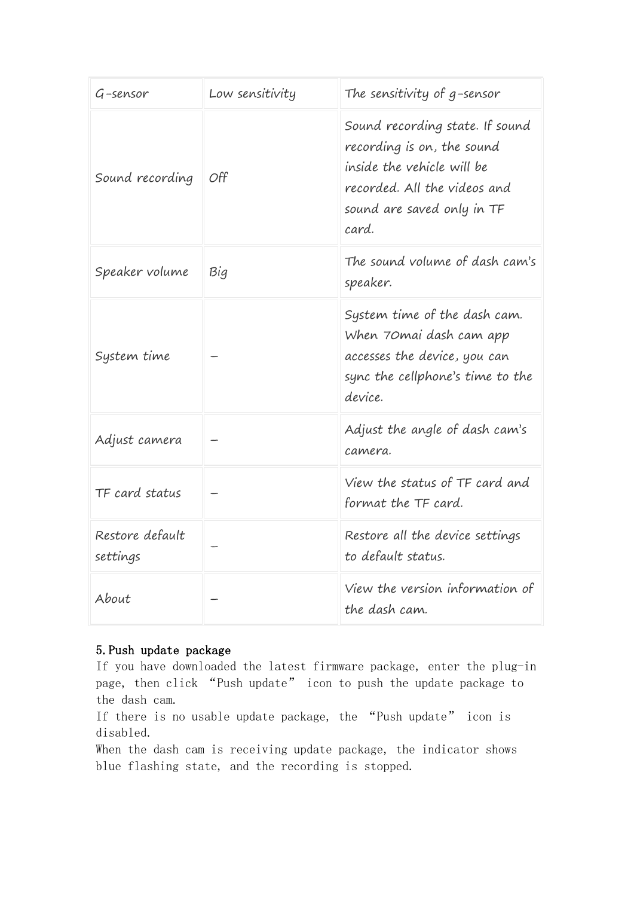| G-sensor | Low sensitivity | The sensitivity of g-sensor |
|---|---|---|
| Sound recording | Off | Sound recording state. If sound recording is on, the sound inside the vehicle will be recorded. All the videos and sound are saved only in TF card. |
| Speaker volume | Big | The sound volume of dash cam's speaker. |
| System time | — | System time of the dash cam. When 70mai dash cam app accesses the device, you can sync the cellphone's time to the device. |
| Adjust camera | — | Adjust the angle of dash cam's camera. |
| TF card status | — | View the status of TF card and format the TF card. |
| Restore default settings | — | Restore all the device settings to default status. |
| About | — | View the version information of the dash cam. |

### 5. Push update package

If you have downloaded the latest firmware package, enter the plug-in page, then click "Push update" icon to push the update package to the dash cam.

If there is no usable update package, the "Push update" icon is disabled.

When the dash cam is receiving update package, the indicator shows blue flashing state, and the recording is stopped.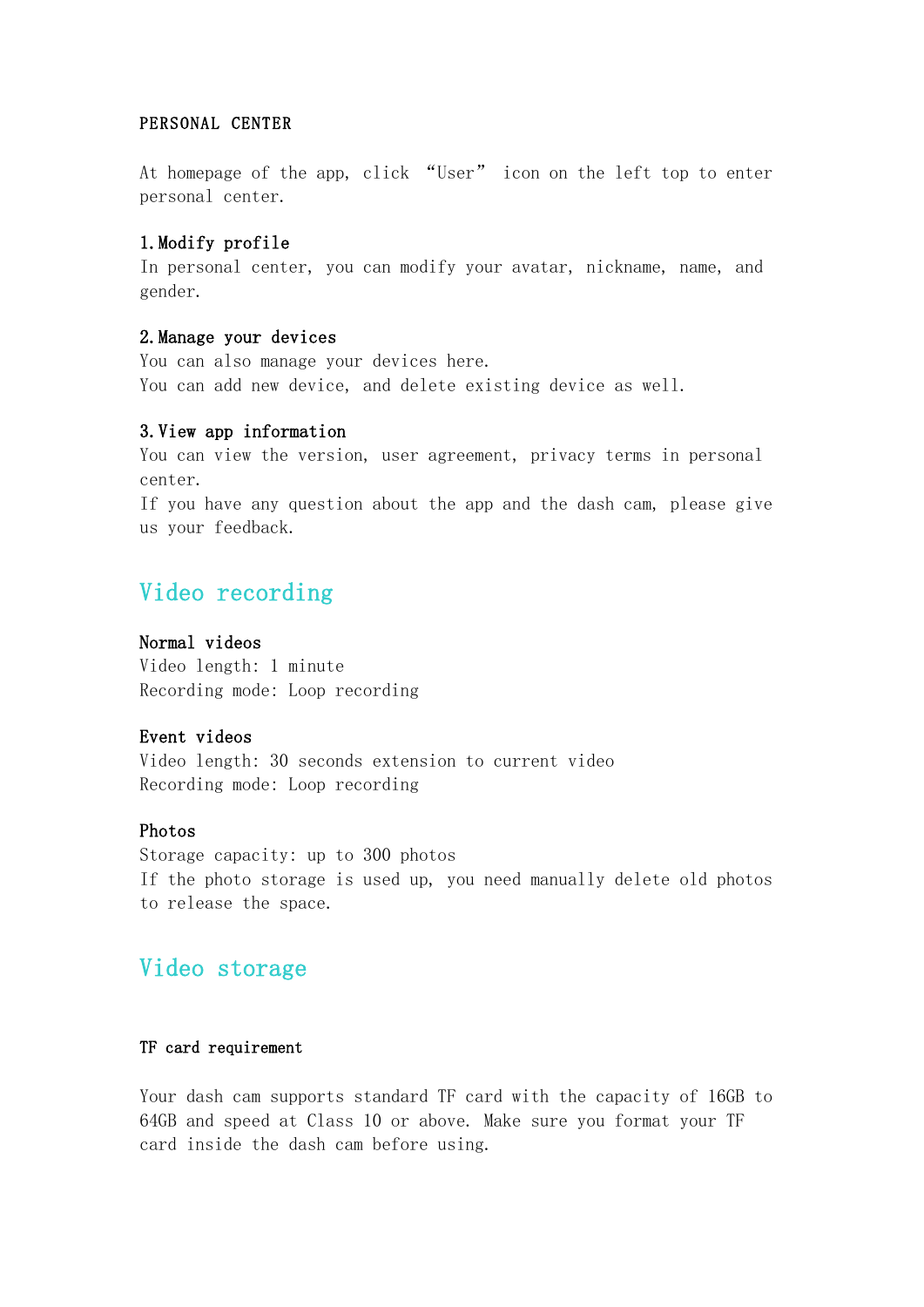PERSONAL CENTER

At homepage of the app, click "User" icon on the left top to enter personal center.

**1. Modify profile**
In personal center, you can modify your avatar, nickname, name, and gender.

**2. Manage your devices**
You can also manage your devices here.
You can add new device, and delete existing device as well.

**3. View app information**
You can view the version, user agreement, privacy terms in personal center.
If you have any question about the app and the dash cam, please give us your feedback.

## Video recording

**Normal videos**
Video length: 1 minute
Recording mode: Loop recording

**Event videos**
Video length: 30 seconds extension to current video
Recording mode: Loop recording

**Photos**
Storage capacity: up to 300 photos
If the photo storage is used up, you need manually delete old photos to release the space.

## Video storage

**TF card requirement**

Your dash cam supports standard TF card with the capacity of 16GB to 64GB and speed at Class 10 or above. Make sure you format your TF card inside the dash cam before using.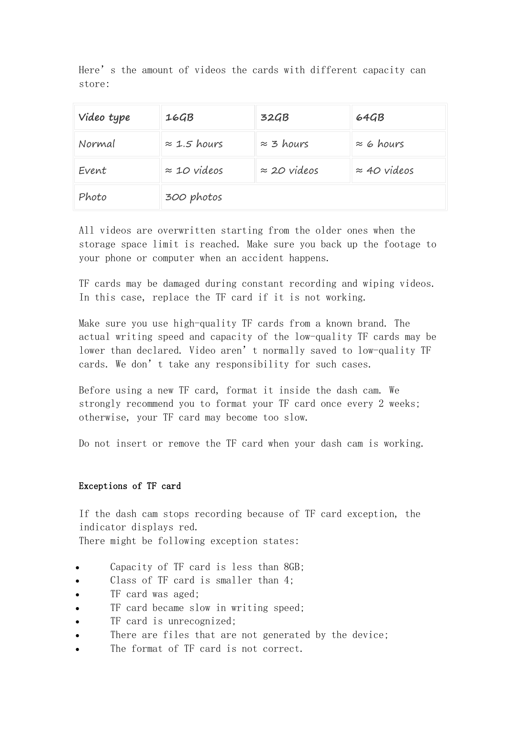Here’s the amount of videos the cards with different capacity can store:

| Video type | 16GB | 32GB | 64GB |
|---|---|---|---|
| Normal | ≈ 1.5 hours | ≈ 3 hours | ≈ 6 hours |
| Event | ≈ 10 videos | ≈ 20 videos | ≈ 40 videos |
| Photo | 300 photos | | |

All videos are overwritten starting from the older ones when the storage space limit is reached. Make sure you back up the footage to your phone or computer when an accident happens.

TF cards may be damaged during constant recording and wiping videos. In this case, replace the TF card if it is not working.

Make sure you use high-quality TF cards from a known brand. The actual writing speed and capacity of the low-quality TF cards may be lower than declared. Video aren’t normally saved to low-quality TF cards. We don’t take any responsibility for such cases.

Before using a new TF card, format it inside the dash cam. We strongly recommend you to format your TF card once every 2 weeks; otherwise, your TF card may become too slow.

Do not insert or remove the TF card when your dash cam is working.

### Exceptions of TF card

If the dash cam stops recording because of TF card exception, the indicator displays red.
There might be following exception states:

- Capacity of TF card is less than 8GB;
- Class of TF card is smaller than 4;
- TF card was aged;
- TF card became slow in writing speed;
- TF card is unrecognized;
- There are files that are not generated by the device;
- The format of TF card is not correct.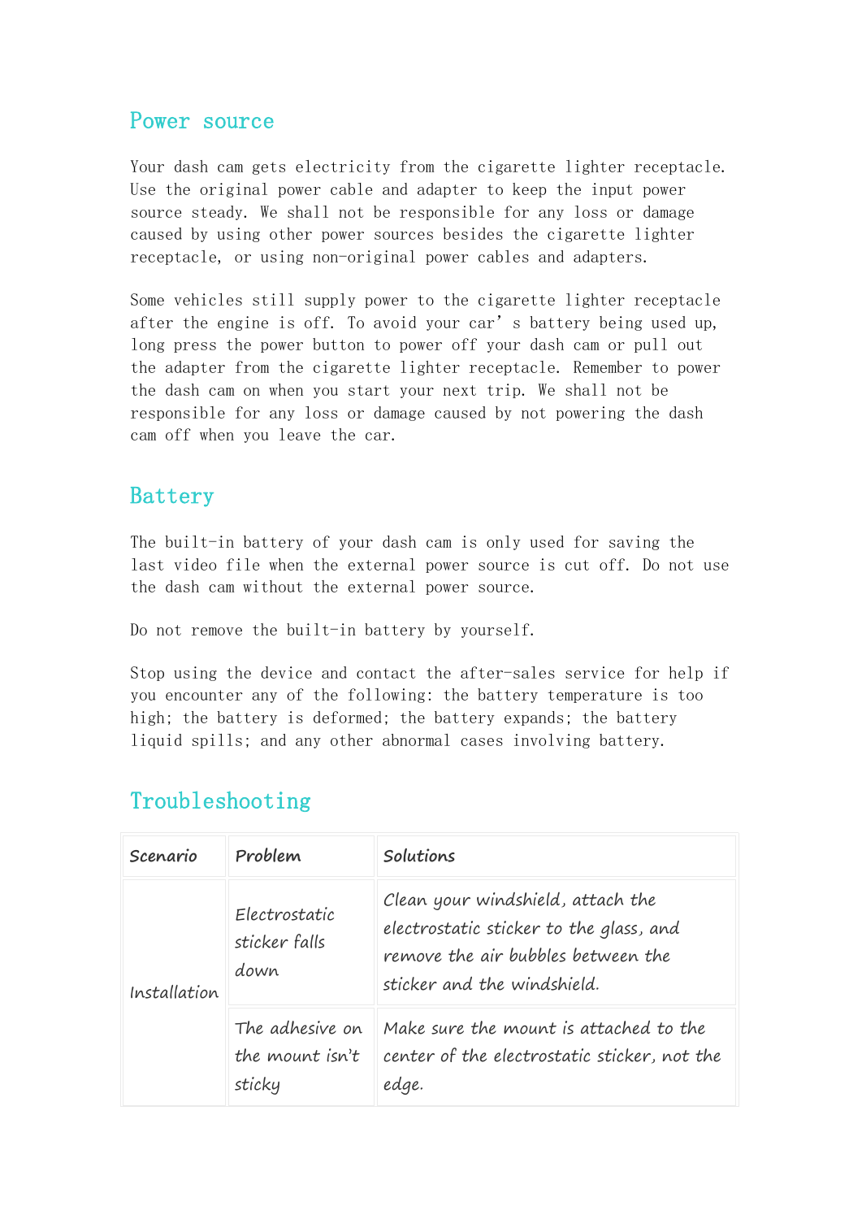## Power source

Your dash cam gets electricity from the cigarette lighter receptacle. Use the original power cable and adapter to keep the input power source steady. We shall not be responsible for any loss or damage caused by using other power sources besides the cigarette lighter receptacle, or using non-original power cables and adapters.

Some vehicles still supply power to the cigarette lighter receptacle after the engine is off. To avoid your car’s battery being used up, long press the power button to power off your dash cam or pull out the adapter from the cigarette lighter receptacle. Remember to power the dash cam on when you start your next trip. We shall not be responsible for any loss or damage caused by not powering the dash cam off when you leave the car.

## Battery

The built-in battery of your dash cam is only used for saving the last video file when the external power source is cut off. Do not use the dash cam without the external power source.

Do not remove the built-in battery by yourself.

Stop using the device and contact the after-sales service for help if you encounter any of the following: the battery temperature is too high; the battery is deformed; the battery expands; the battery liquid spills; and any other abnormal cases involving battery.

## Troubleshooting

| Scenario | Problem | Solutions |
|---|---|---|
| Installation | Electrostatic sticker falls down | Clean your windshield, attach the electrostatic sticker to the glass, and remove the air bubbles between the sticker and the windshield. |
| | The adhesive on the mount isn’t sticky | Make sure the mount is attached to the center of the electrostatic sticker, not the edge. |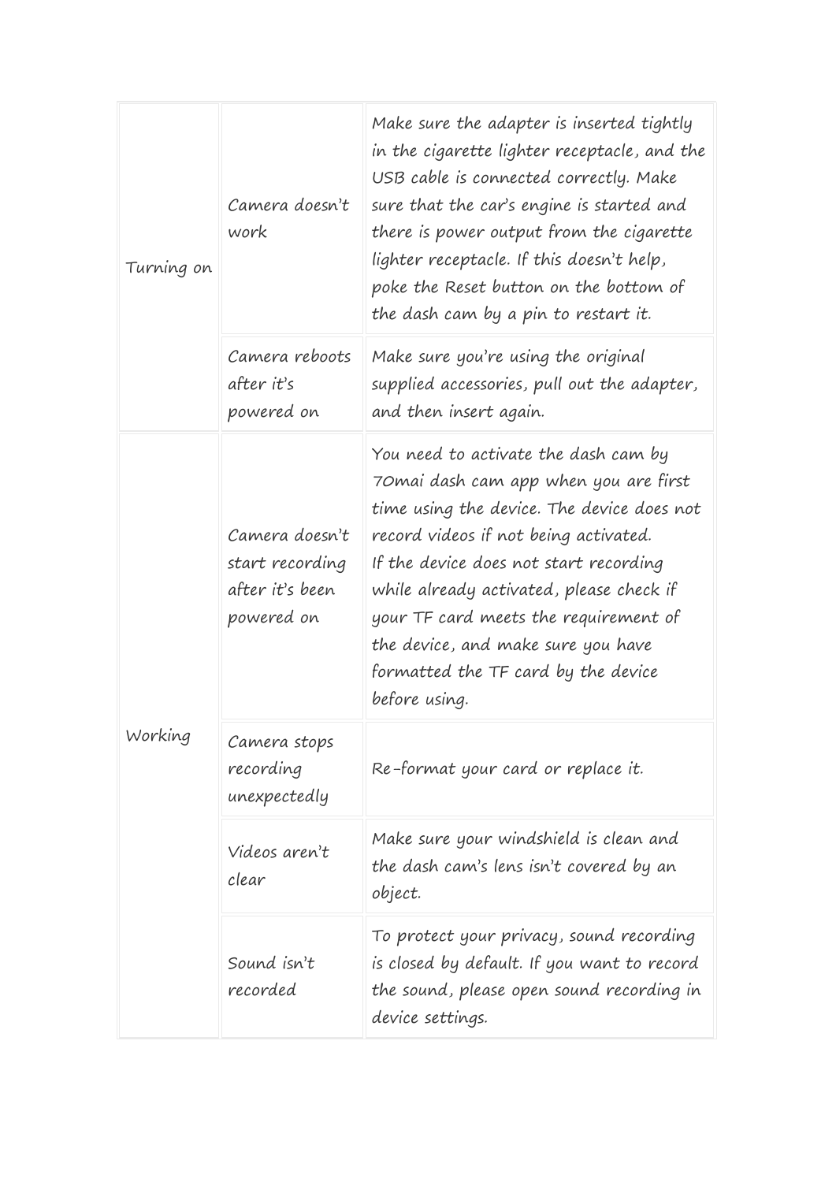| | | |
|---|---|---|
| Turning on | Camera doesn't work | Make sure the adapter is inserted tightly in the cigarette lighter receptacle, and the USB cable is connected correctly. Make sure that the car's engine is started and there is power output from the cigarette lighter receptacle. If this doesn't help, poke the Reset button on the bottom of the dash cam by a pin to restart it. |
| | Camera reboots after it's powered on | Make sure you're using the original supplied accessories, pull out the adapter, and then insert again. |
| Working | Camera doesn't start recording after it's been powered on | You need to activate the dash cam by 70mai dash cam app when you are first time using the device. The device does not record videos if not being activated.<br>If the device does not start recording while already activated, please check if your TF card meets the requirement of the device, and make sure you have formatted the TF card by the device before using. |
| | Camera stops recording unexpectedly | Re-format your card or replace it. |
| | Videos aren't clear | Make sure your windshield is clean and the dash cam's lens isn't covered by an object. |
| | Sound isn't recorded | To protect your privacy, sound recording is closed by default. If you want to record the sound, please open sound recording in device settings. |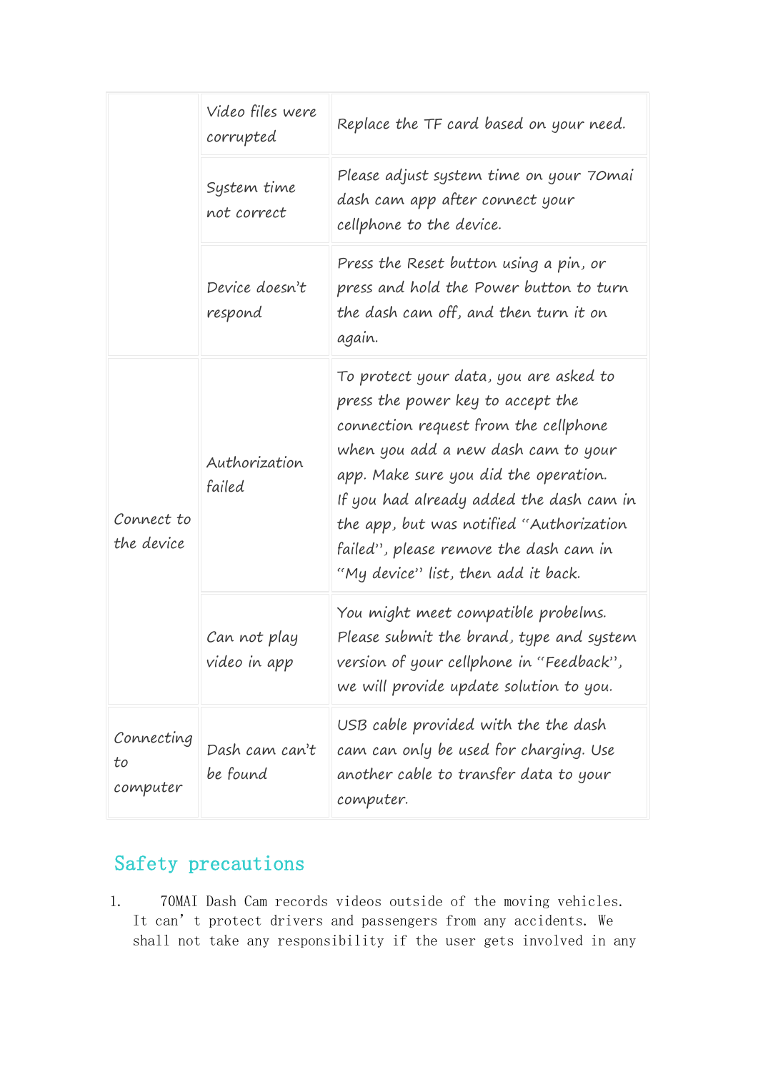| | | |
|---|---|---|
| | Video files were corrupted | Replace the TF card based on your need. |
| | System time not correct | Please adjust system time on your 70mai dash cam app after connect your cellphone to the device. |
| | Device doesn't respond | Press the Reset button using a pin, or press and hold the Power button to turn the dash cam off, and then turn it on again. |
| Connect to the device | Authorization failed | To protect your data, you are asked to press the power key to accept the connection request from the cellphone when you add a new dash cam to your app. Make sure you did the operation. If you had already added the dash cam in the app, but was notified "Authorization failed", please remove the dash cam in "My device" list, then add it back. |
| | Can not play video in app | You might meet compatible probelms. Please submit the brand, type and system version of your cellphone in "Feedback", we will provide update solution to you. |
| Connecting to computer | Dash cam can't be found | USB cable provided with the the dash cam can only be used for charging. Use another cable to transfer data to your computer. |

## Safety precautions

1. 70MAI Dash Cam records videos outside of the moving vehicles. It can't protect drivers and passengers from any accidents. We shall not take any responsibility if the user gets involved in any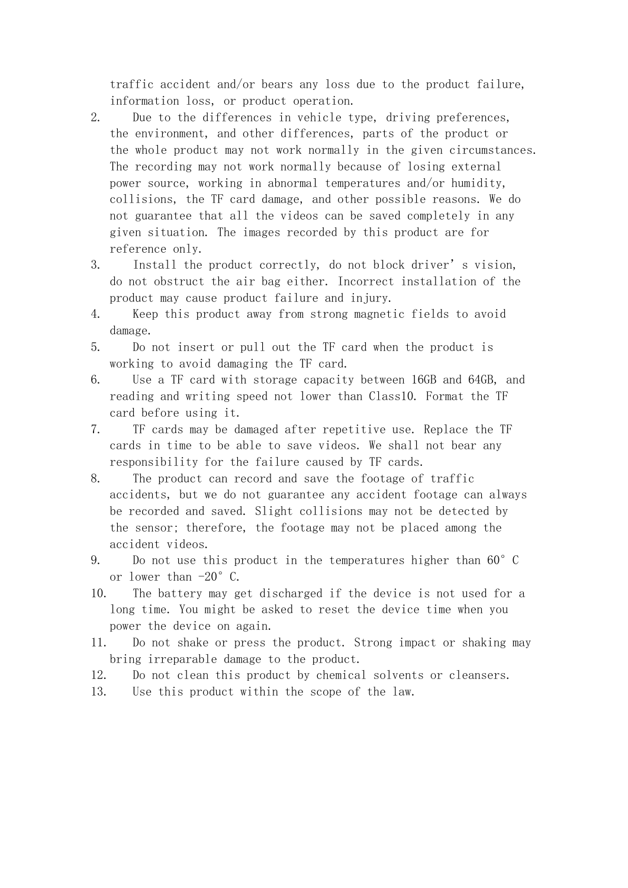traffic accident and/or bears any loss due to the product failure, information loss, or product operation.

2. Due to the differences in vehicle type, driving preferences, the environment, and other differences, parts of the product or the whole product may not work normally in the given circumstances. The recording may not work normally because of losing external power source, working in abnormal temperatures and/or humidity, collisions, the TF card damage, and other possible reasons. We do not guarantee that all the videos can be saved completely in any given situation. The images recorded by this product are for reference only.
3. Install the product correctly, do not block driver's vision, do not obstruct the air bag either. Incorrect installation of the product may cause product failure and injury.
4. Keep this product away from strong magnetic fields to avoid damage.
5. Do not insert or pull out the TF card when the product is working to avoid damaging the TF card.
6. Use a TF card with storage capacity between 16GB and 64GB, and reading and writing speed not lower than Class10. Format the TF card before using it.
7. TF cards may be damaged after repetitive use. Replace the TF cards in time to be able to save videos. We shall not bear any responsibility for the failure caused by TF cards.
8. The product can record and save the footage of traffic accidents, but we do not guarantee any accident footage can always be recorded and saved. Slight collisions may not be detected by the sensor; therefore, the footage may not be placed among the accident videos.
9. Do not use this product in the temperatures higher than 60° C or lower than -20° C.
10. The battery may get discharged if the device is not used for a long time. You might be asked to reset the device time when you power the device on again.
11. Do not shake or press the product. Strong impact or shaking may bring irreparable damage to the product.
12. Do not clean this product by chemical solvents or cleansers.
13. Use this product within the scope of the law.